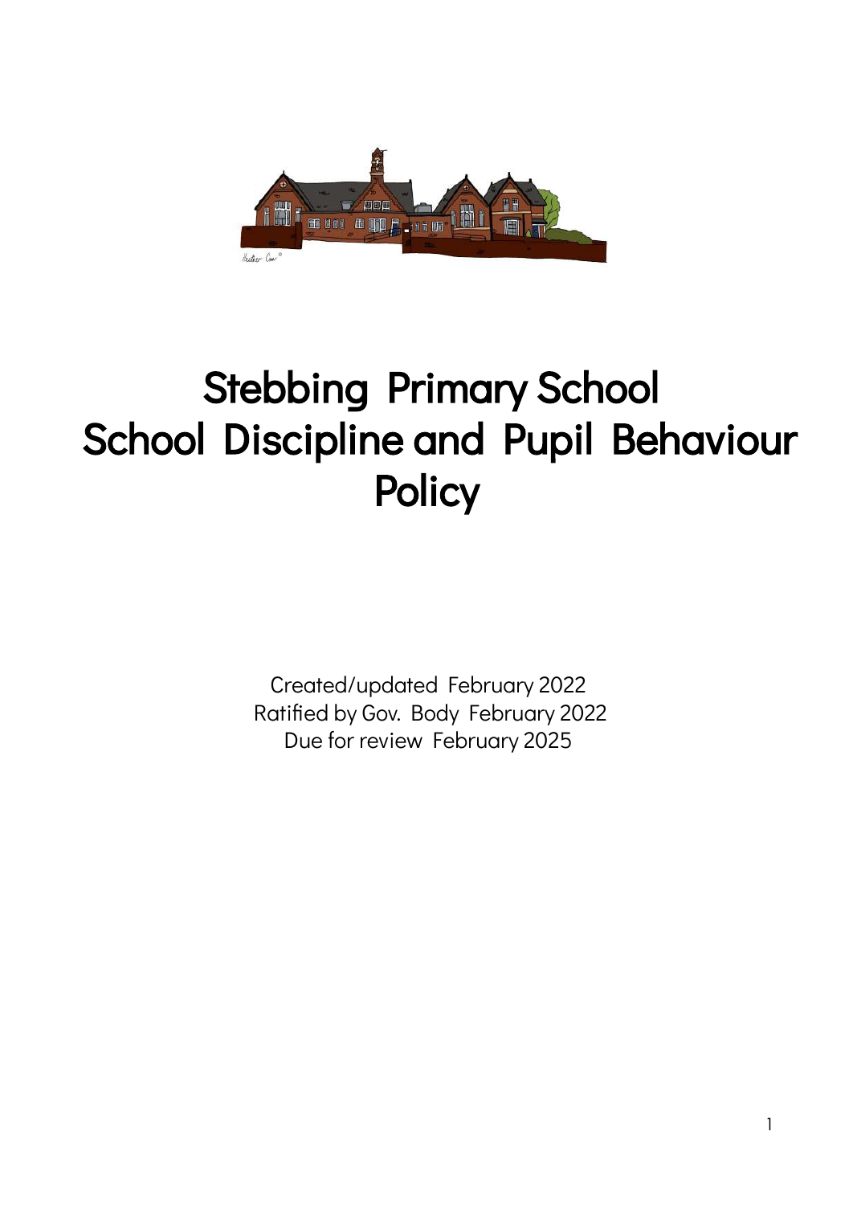# Stebbing Primary School School Discipline and Pupil Behaviour Policy

Created/updated February 2022
Ratified by Gov. Body February 2022
Due for review February 2025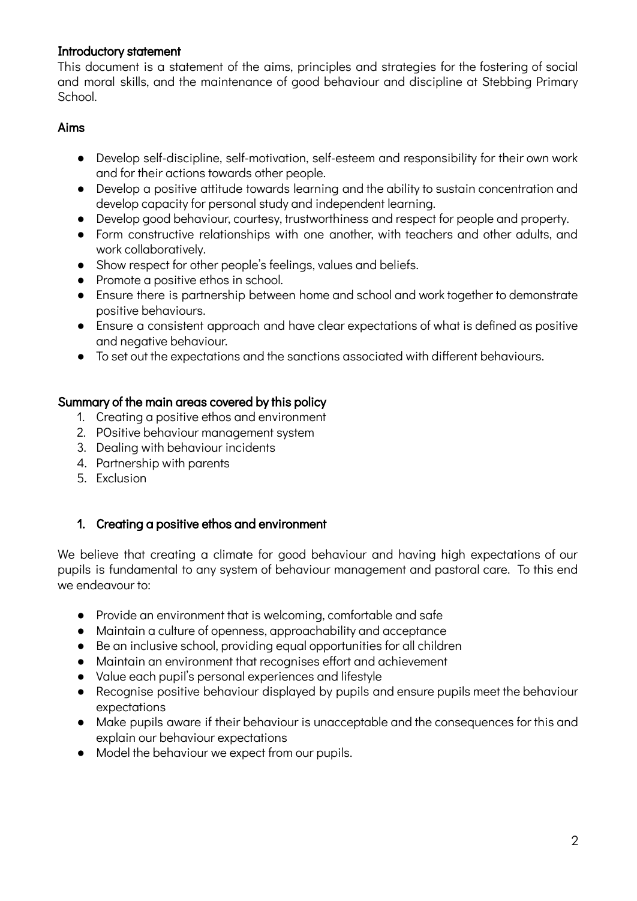## Introductory statement

This document is a statement of the aims, principles and strategies for the fostering of social and moral skills, and the maintenance of good behaviour and discipline at Stebbing Primary School.

## Aims

- Develop self-discipline, self-motivation, self-esteem and responsibility for their own work and for their actions towards other people.
- Develop a positive attitude towards learning and the ability to sustain concentration and develop capacity for personal study and independent learning.
- Develop good behaviour, courtesy, trustworthiness and respect for people and property.
- Form constructive relationships with one another, with teachers and other adults, and work collaboratively.
- Show respect for other people's feelings, values and beliefs.
- Promote a positive ethos in school.
- Ensure there is partnership between home and school and work together to demonstrate positive behaviours.
- Ensure a consistent approach and have clear expectations of what is defined as positive and negative behaviour.
- To set out the expectations and the sanctions associated with different behaviours.

## Summary of the main areas covered by this policy

1. Creating a positive ethos and environment
2. POsitive behaviour management system
3. Dealing with behaviour incidents
4. Partnership with parents
5. Exclusion

## 1. Creating a positive ethos and environment

We believe that creating a climate for good behaviour and having high expectations of our pupils is fundamental to any system of behaviour management and pastoral care. To this end we endeavour to:

- Provide an environment that is welcoming, comfortable and safe
- Maintain a culture of openness, approachability and acceptance
- Be an inclusive school, providing equal opportunities for all children
- Maintain an environment that recognises effort and achievement
- Value each pupil's personal experiences and lifestyle
- Recognise positive behaviour displayed by pupils and ensure pupils meet the behaviour expectations
- Make pupils aware if their behaviour is unacceptable and the consequences for this and explain our behaviour expectations
- Model the behaviour we expect from our pupils.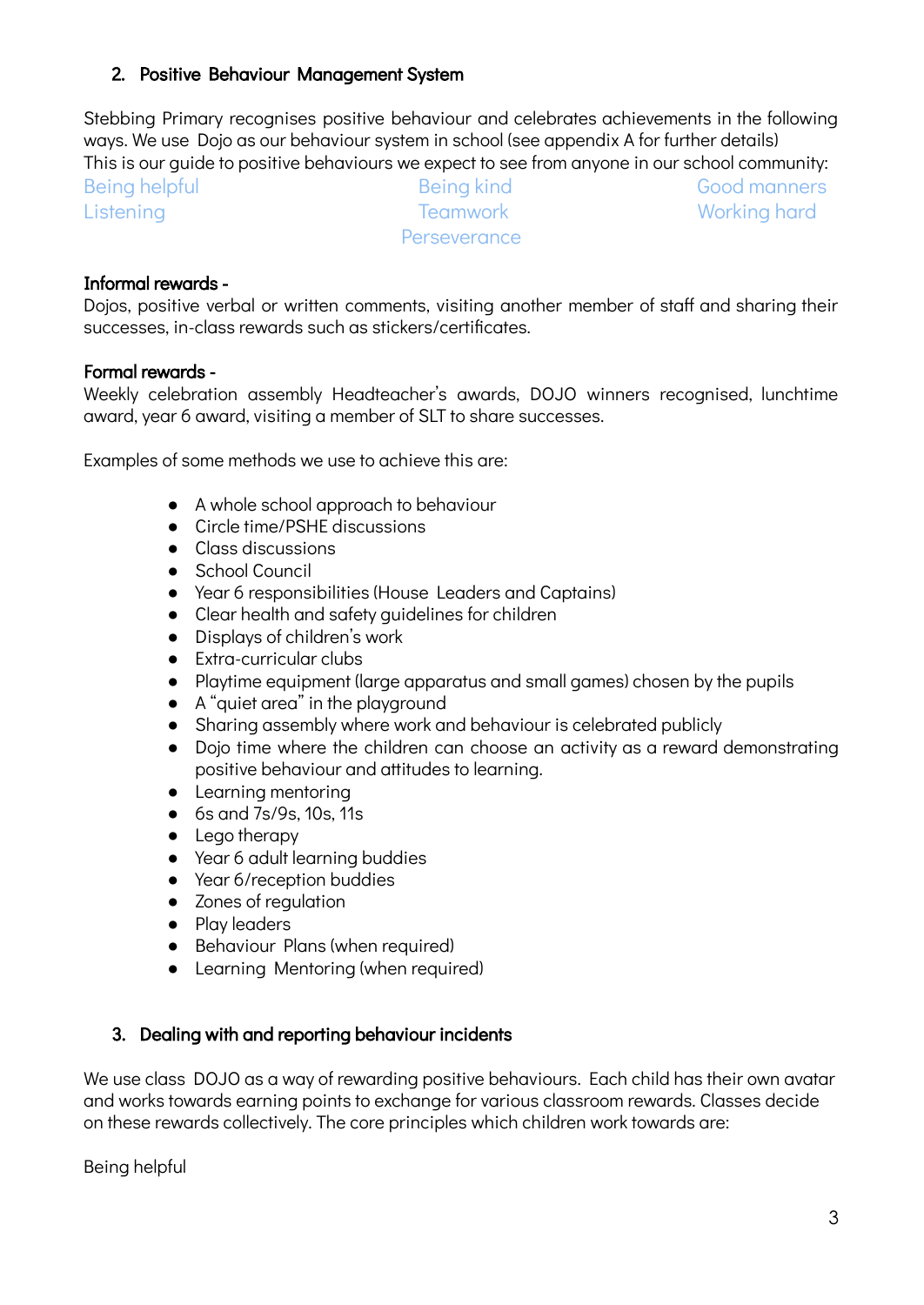## 2. Positive Behaviour Management System

Stebbing Primary recognises positive behaviour and celebrates achievements in the following ways. We use Dojo as our behaviour system in school (see appendix A for further details)
This is our guide to positive behaviours we expect to see from anyone in our school community:

| Being helpful | Being kind | Good manners |
|---|---|---|
| Listening | Teamwork | Working hard |
| | Perseverance | |

**Informal rewards -**
Dojos, positive verbal or written comments, visiting another member of staff and sharing their successes, in-class rewards such as stickers/certificates.

**Formal rewards -**
Weekly celebration assembly Headteacher's awards, DOJO winners recognised, lunchtime award, year 6 award, visiting a member of SLT to share successes.

Examples of some methods we use to achieve this are:

- A whole school approach to behaviour
- Circle time/PSHE discussions
- Class discussions
- School Council
- Year 6 responsibilities (House Leaders and Captains)
- Clear health and safety guidelines for children
- Displays of children's work
- Extra-curricular clubs
- Playtime equipment (large apparatus and small games) chosen by the pupils
- A "quiet area" in the playground
- Sharing assembly where work and behaviour is celebrated publicly
- Dojo time where the children can choose an activity as a reward demonstrating positive behaviour and attitudes to learning.
- Learning mentoring
- 6s and 7s/9s, 10s, 11s
- Lego therapy
- Year 6 adult learning buddies
- Year 6/reception buddies
- Zones of regulation
- Play leaders
- Behaviour Plans (when required)
- Learning Mentoring (when required)

## 3. Dealing with and reporting behaviour incidents

We use class DOJO as a way of rewarding positive behaviours. Each child has their own avatar and works towards earning points to exchange for various classroom rewards. Classes decide on these rewards collectively. The core principles which children work towards are:

Being helpful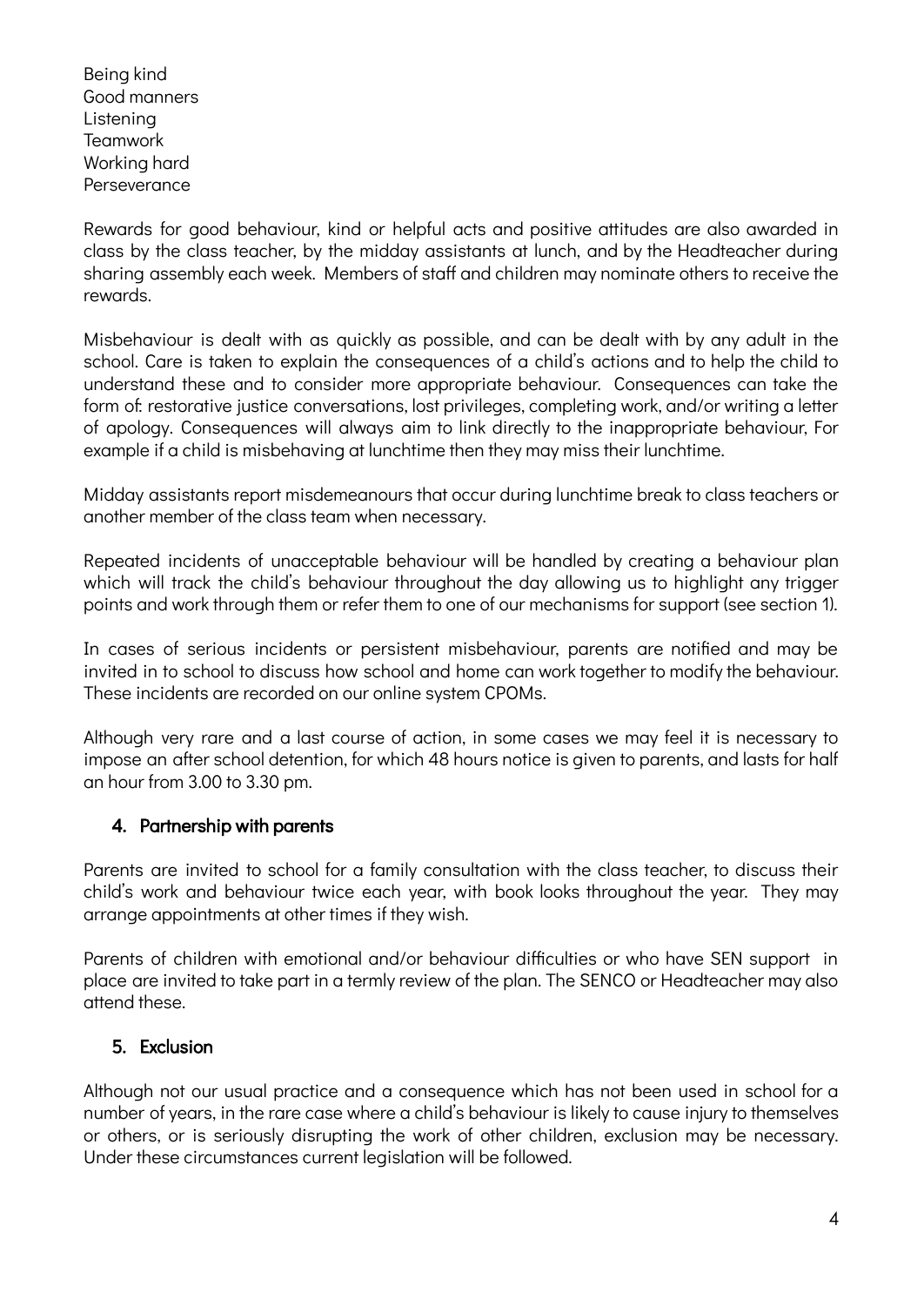Being kind
Good manners
Listening
Teamwork
Working hard
Perseverance

Rewards for good behaviour, kind or helpful acts and positive attitudes are also awarded in class by the class teacher, by the midday assistants at lunch, and by the Headteacher during sharing assembly each week. Members of staff and children may nominate others to receive the rewards.

Misbehaviour is dealt with as quickly as possible, and can be dealt with by any adult in the school. Care is taken to explain the consequences of a child's actions and to help the child to understand these and to consider more appropriate behaviour. Consequences can take the form of: restorative justice conversations, lost privileges, completing work, and/or writing a letter of apology. Consequences will always aim to link directly to the inappropriate behaviour, For example if a child is misbehaving at lunchtime then they may miss their lunchtime.

Midday assistants report misdemeanours that occur during lunchtime break to class teachers or another member of the class team when necessary.

Repeated incidents of unacceptable behaviour will be handled by creating a behaviour plan which will track the child's behaviour throughout the day allowing us to highlight any trigger points and work through them or refer them to one of our mechanisms for support (see section 1).

In cases of serious incidents or persistent misbehaviour, parents are notified and may be invited in to school to discuss how school and home can work together to modify the behaviour. These incidents are recorded on our online system CPOMs.

Although very rare and a last course of action, in some cases we may feel it is necessary to impose an after school detention, for which 48 hours notice is given to parents, and lasts for half an hour from 3.00 to 3.30 pm.

## 4. Partnership with parents

Parents are invited to school for a family consultation with the class teacher, to discuss their child's work and behaviour twice each year, with book looks throughout the year. They may arrange appointments at other times if they wish.

Parents of children with emotional and/or behaviour difficulties or who have SEN support in place are invited to take part in a termly review of the plan. The SENCO or Headteacher may also attend these.

## 5. Exclusion

Although not our usual practice and a consequence which has not been used in school for a number of years, in the rare case where a child's behaviour is likely to cause injury to themselves or others, or is seriously disrupting the work of other children, exclusion may be necessary. Under these circumstances current legislation will be followed.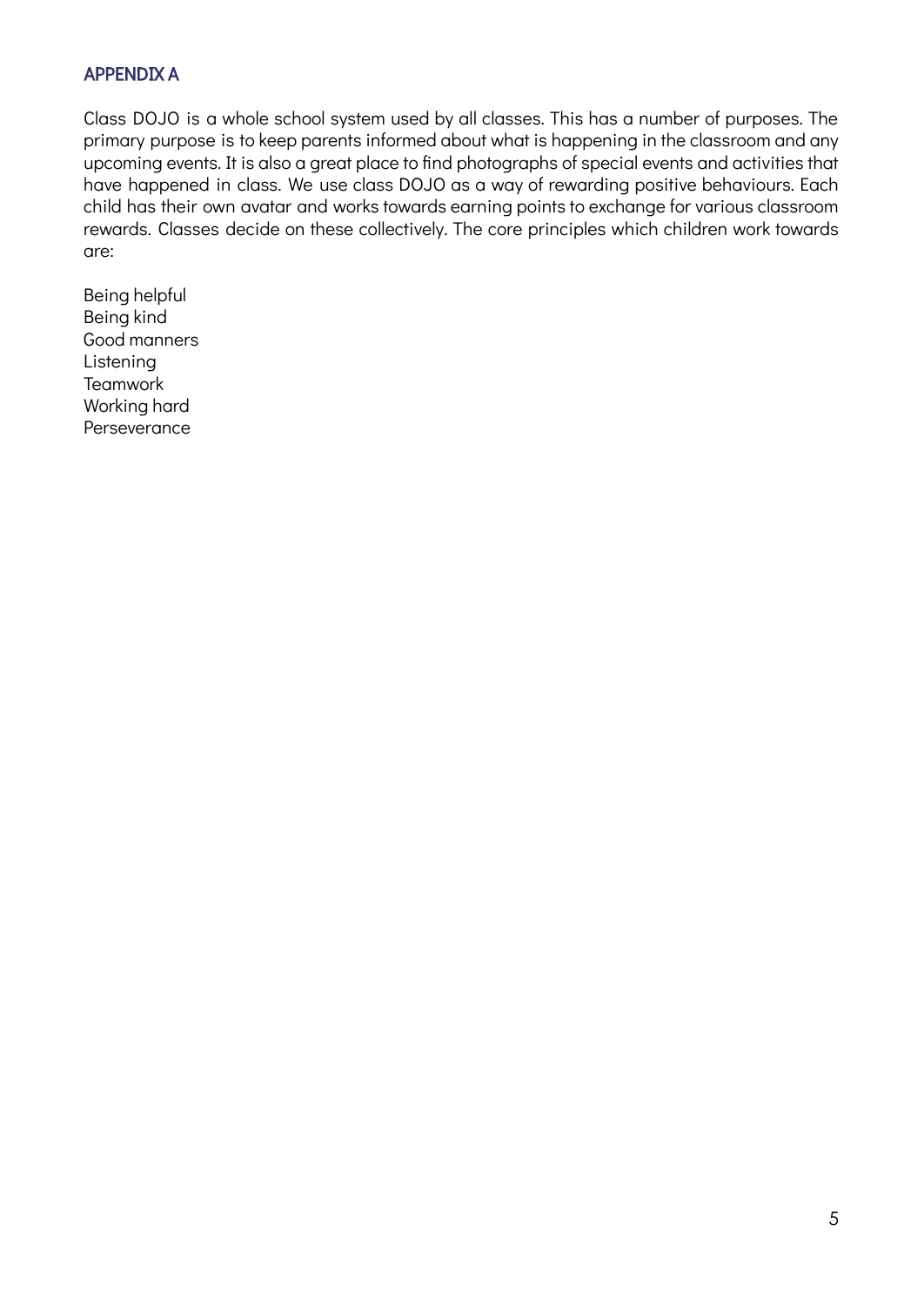## APPENDIX A

Class DOJO is a whole school system used by all classes. This has a number of purposes. The primary purpose is to keep parents informed about what is happening in the classroom and any upcoming events. It is also a great place to find photographs of special events and activities that have happened in class. We use class DOJO as a way of rewarding positive behaviours. Each child has their own avatar and works towards earning points to exchange for various classroom rewards. Classes decide on these collectively. The core principles which children work towards are:

Being helpful
Being kind
Good manners
Listening
Teamwork
Working hard
Perseverance